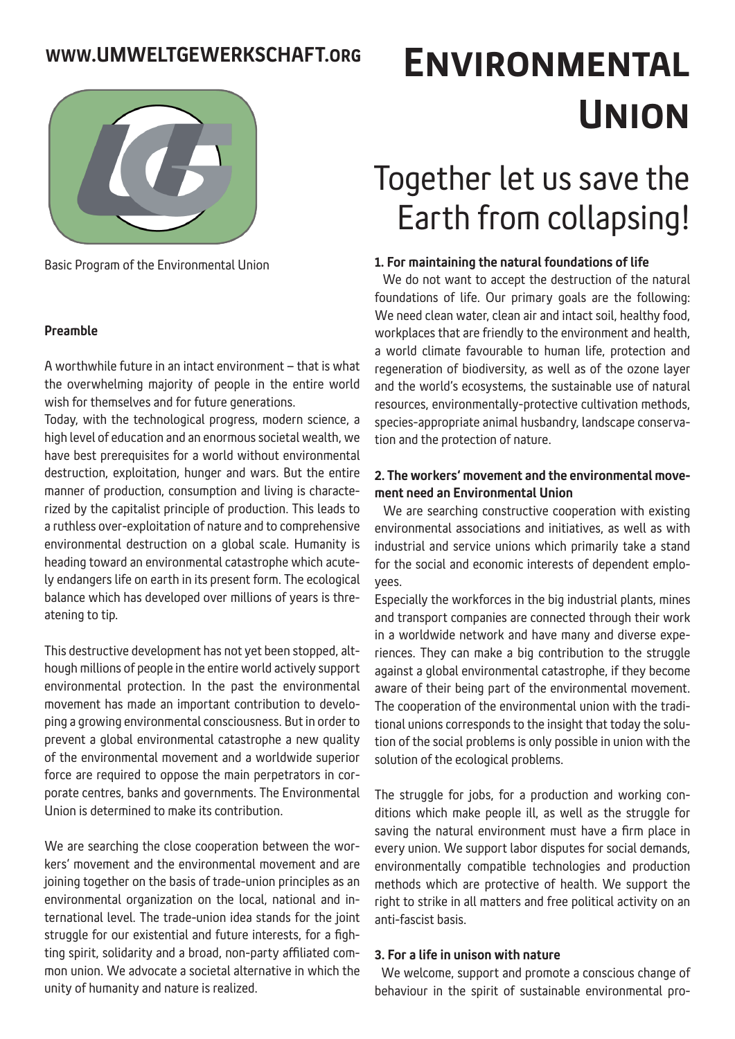**WWW.UMWELTGEWERKSCHAFT.ORG**

# Environmental Union

## Together let us save the Earth from collapsing!

Basic Program of the Environmental Union

**Preamble**

A worthwhile future in an intact environment – that is what the overwhelming majority of people in the entire world wish for themselves and for future generations.

Today, with the technological progress, modern science, a high level of education and an enormous societal wealth, we have best prerequisites for a world without environmental destruction, exploitation, hunger and wars. But the entire manner of production, consumption and living is characterized by the capitalist principle of production. This leads to a ruthless over-exploitation of nature and to comprehensive environmental destruction on a global scale. Humanity is heading toward an environmental catastrophe which acutely endangers life on earth in its present form. The ecological balance which has developed over millions of years is threatening to tip.

This destructive development has not yet been stopped, although millions of people in the entire world actively support environmental protection. In the past the environmental movement has made an important contribution to developing a growing environmental consciousness. But in order to prevent a global environmental catastrophe a new quality of the environmental movement and a worldwide superior force are required to oppose the main perpetrators in corporate centres, banks and governments. The Environmental Union is determined to make its contribution.

We are searching the close cooperation between the workers' movement and the environmental movement and are joining together on the basis of trade-union principles as an environmental organization on the local, national and international level. The trade-union idea stands for the joint struggle for our existential and future interests, for a fighting spirit, solidarity and a broad, non-party affiliated common union. We advocate a societal alternative in which the unity of humanity and nature is realized.

**1. For maintaining the natural foundations of life**

We do not want to accept the destruction of the natural foundations of life. Our primary goals are the following: We need clean water, clean air and intact soil, healthy food, workplaces that are friendly to the environment and health, a world climate favourable to human life, protection and regeneration of biodiversity, as well as of the ozone layer and the world's ecosystems, the sustainable use of natural resources, environmentally-protective cultivation methods, species-appropriate animal husbandry, landscape conservation and the protection of nature.

**2. The workers' movement and the environmental movement need an Environmental Union**

We are searching constructive cooperation with existing environmental associations and initiatives, as well as with industrial and service unions which primarily take a stand for the social and economic interests of dependent employees.

Especially the workforces in the big industrial plants, mines and transport companies are connected through their work in a worldwide network and have many and diverse experiences. They can make a big contribution to the struggle against a global environmental catastrophe, if they become aware of their being part of the environmental movement. The cooperation of the environmental union with the traditional unions corresponds to the insight that today the solution of the social problems is only possible in union with the solution of the ecological problems.

The struggle for jobs, for a production and working conditions which make people ill, as well as the struggle for saving the natural environment must have a firm place in every union. We support labor disputes for social demands, environmentally compatible technologies and production methods which are protective of health. We support the right to strike in all matters and free political activity on an anti-fascist basis.

**3. For a life in unison with nature**

We welcome, support and promote a conscious change of behaviour in the spirit of sustainable environmental pro-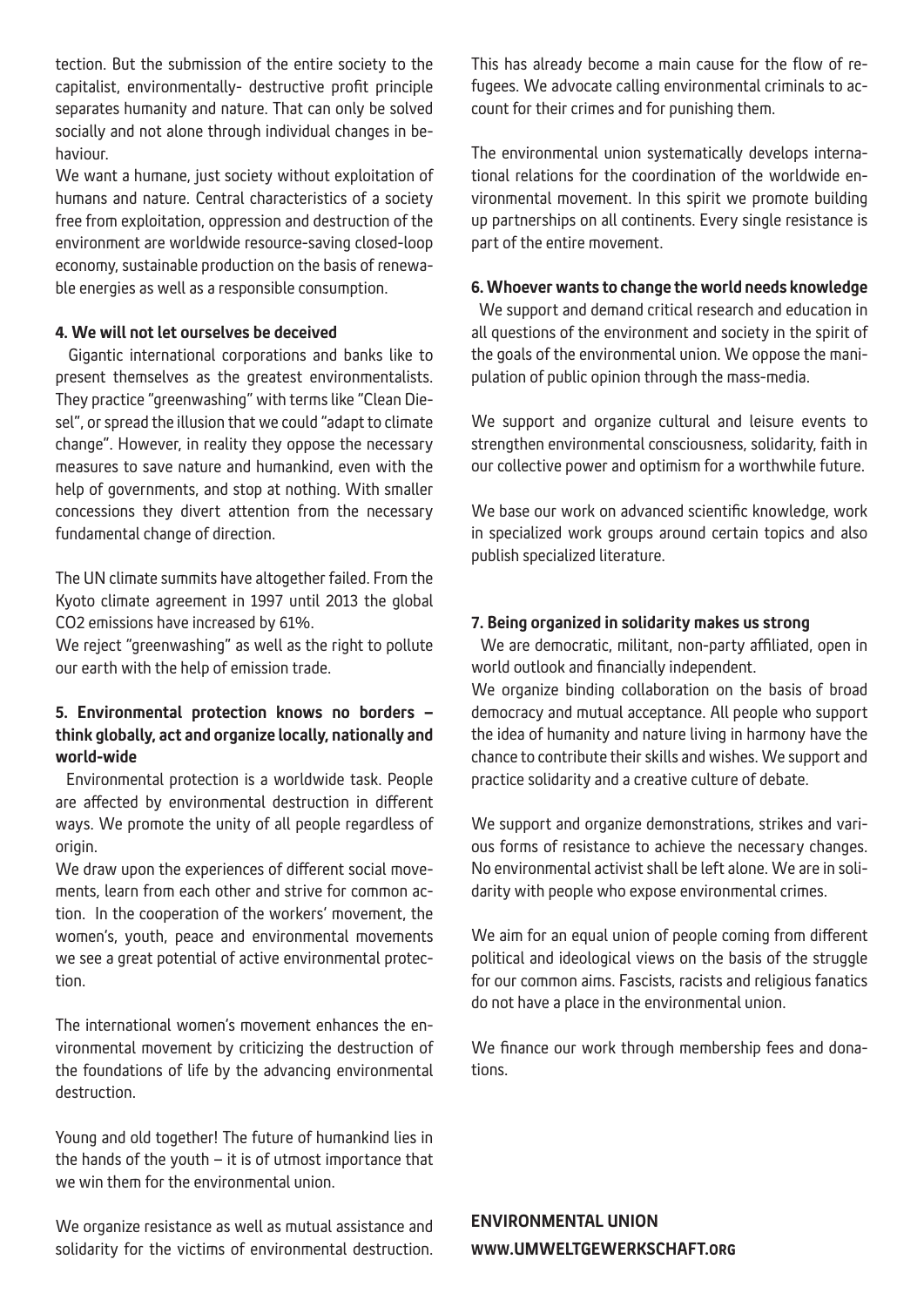tection. But the submission of the entire society to the capitalist, environmentally- destructive profit principle separates humanity and nature. That can only be solved socially and not alone through individual changes in behaviour.

We want a humane, just society without exploitation of humans and nature. Central characteristics of a society free from exploitation, oppression and destruction of the environment are worldwide resource-saving closed-loop economy, sustainable production on the basis of renewable energies as well as a responsible consumption.

#### 4. We will not let ourselves be deceived

Gigantic international corporations and banks like to present themselves as the greatest environmentalists. They practice "greenwashing" with terms like "Clean Diesel", or spread the illusion that we could "adapt to climate change". However, in reality they oppose the necessary measures to save nature and humankind, even with the help of governments, and stop at nothing. With smaller concessions they divert attention from the necessary fundamental change of direction.

The UN climate summits have altogether failed. From the Kyoto climate agreement in 1997 until 2013 the global CO2 emissions have increased by 61%.

We reject "greenwashing" as well as the right to pollute our earth with the help of emission trade.

#### 5. Environmental protection knows no borders – think globally, act and organize locally, nationally and world-wide

Environmental protection is a worldwide task. People are affected by environmental destruction in different ways. We promote the unity of all people regardless of origin.

We draw upon the experiences of different social movements, learn from each other and strive for common action. In the cooperation of the workers' movement, the women's, youth, peace and environmental movements we see a great potential of active environmental protection.

The international women's movement enhances the environmental movement by criticizing the destruction of the foundations of life by the advancing environmental destruction.

Young and old together! The future of humankind lies in the hands of the youth – it is of utmost importance that we win them for the environmental union.

We organize resistance as well as mutual assistance and solidarity for the victims of environmental destruction. This has already become a main cause for the flow of refugees. We advocate calling environmental criminals to account for their crimes and for punishing them.

The environmental union systematically develops international relations for the coordination of the worldwide environmental movement. In this spirit we promote building up partnerships on all continents. Every single resistance is part of the entire movement.

#### 6. Whoever wants to change the world needs knowledge

We support and demand critical research and education in all questions of the environment and society in the spirit of the goals of the environmental union. We oppose the manipulation of public opinion through the mass-media.

We support and organize cultural and leisure events to strengthen environmental consciousness, solidarity, faith in our collective power and optimism for a worthwhile future.

We base our work on advanced scientific knowledge, work in specialized work groups around certain topics and also publish specialized literature.

#### 7. Being organized in solidarity makes us strong

We are democratic, militant, non-party affiliated, open in world outlook and financially independent.

We organize binding collaboration on the basis of broad democracy and mutual acceptance. All people who support the idea of humanity and nature living in harmony have the chance to contribute their skills and wishes. We support and practice solidarity and a creative culture of debate.

We support and organize demonstrations, strikes and various forms of resistance to achieve the necessary changes. No environmental activist shall be left alone. We are in solidarity with people who expose environmental crimes.

We aim for an equal union of people coming from different political and ideological views on the basis of the struggle for our common aims. Fascists, racists and religious fanatics do not have a place in the environmental union.

We finance our work through membership fees and donations.

**ENVIRONMENTAL UNION**
**WWW.UMWELTGEWERKSCHAFT.ORG**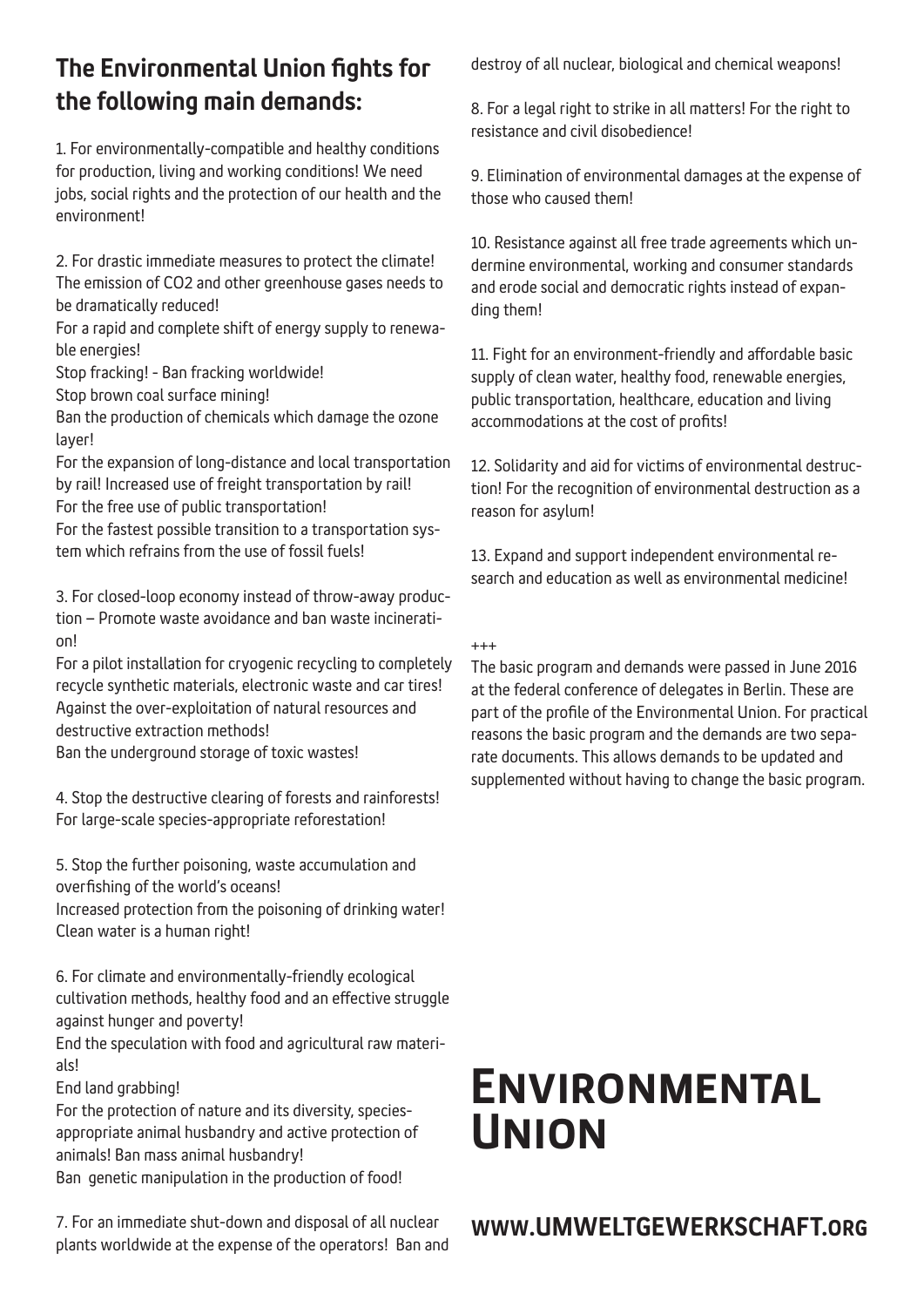## The Environmental Union fights for the following main demands:

1. For environmentally-compatible and healthy conditions for production, living and working conditions! We need jobs, social rights and the protection of our health and the environment!

2. For drastic immediate measures to protect the climate! The emission of $CO_2$ and other greenhouse gases needs to be dramatically reduced!
For a rapid and complete shift of energy supply to renewable energies!
Stop fracking! - Ban fracking worldwide!
Stop brown coal surface mining!
Ban the production of chemicals which damage the ozone layer!
For the expansion of long-distance and local transportation by rail! Increased use of freight transportation by rail!
For the free use of public transportation!
For the fastest possible transition to a transportation system which refrains from the use of fossil fuels!

3. For closed-loop economy instead of throw-away production – Promote waste avoidance and ban waste incineration!
For a pilot installation for cryogenic recycling to completely recycle synthetic materials, electronic waste and car tires!
Against the over-exploitation of natural resources and destructive extraction methods!
Ban the underground storage of toxic wastes!

4. Stop the destructive clearing of forests and rainforests! For large-scale species-appropriate reforestation!

5. Stop the further poisoning, waste accumulation and overfishing of the world's oceans!
Increased protection from the poisoning of drinking water! Clean water is a human right!

6. For climate and environmentally-friendly ecological cultivation methods, healthy food and an effective struggle against hunger and poverty!
End the speculation with food and agricultural raw materials!
End land grabbing!
For the protection of nature and its diversity, species-appropriate animal husbandry and active protection of animals! Ban mass animal husbandry!
Ban genetic manipulation in the production of food!

7. For an immediate shut-down and disposal of all nuclear plants worldwide at the expense of the operators! Ban and destroy of all nuclear, biological and chemical weapons!

8. For a legal right to strike in all matters! For the right to resistance and civil disobedience!

9. Elimination of environmental damages at the expense of those who caused them!

10. Resistance against all free trade agreements which undermine environmental, working and consumer standards and erode social and democratic rights instead of expanding them!

11. Fight for an environment-friendly and affordable basic supply of clean water, healthy food, renewable energies, public transportation, healthcare, education and living accommodations at the cost of profits!

12. Solidarity and aid for victims of environmental destruction! For the recognition of environmental destruction as a reason for asylum!

13. Expand and support independent environmental research and education as well as environmental medicine!

+++

The basic program and demands were passed in June 2016 at the federal conference of delegates in Berlin. These are part of the profile of the Environmental Union. For practical reasons the basic program and the demands are two separate documents. This allows demands to be updated and supplemented without having to change the basic program.

# Environmental Union

**www.UMWELTGEWERKSCHAFT.org**